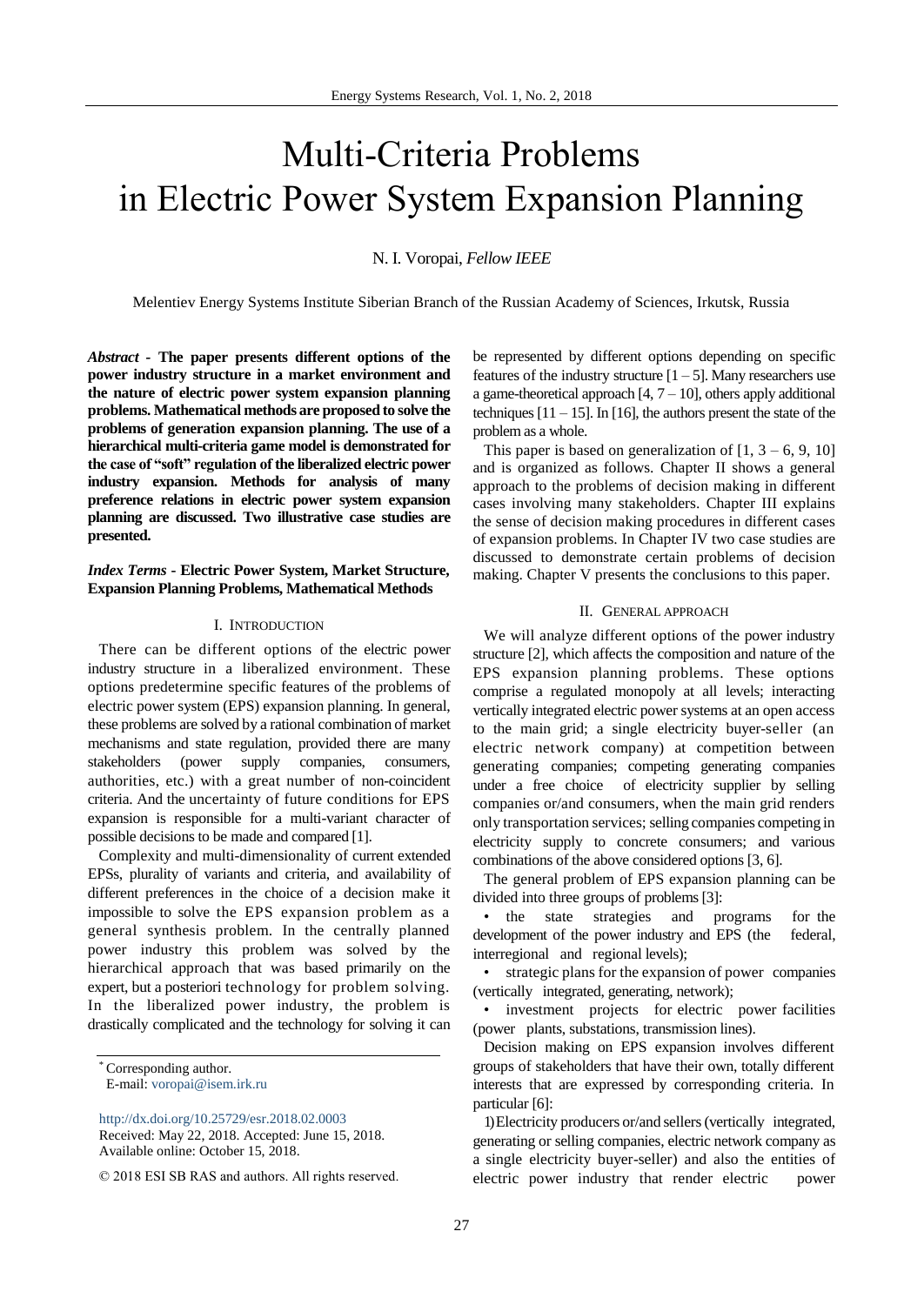# Multi-Criteria Problems in Electric Power System Expansion Planning

N. I. Voropai, *Fellow IEEE*

Melentiev Energy Systems Institute Siberian Branch of the Russian Academy of Sciences, Irkutsk, Russia

***Abstract*** **- The paper presents different options of the power industry structure in a market environment and the nature of electric power system expansion planning problems. Mathematical methods are proposed to solve the problems of generation expansion planning. The use of a hierarchical multi-criteria game model is demonstrated for the case of "soft" regulation of the liberalized electric power industry expansion. Methods for analysis of many preference relations in electric power system expansion planning are discussed. Two illustrative case studies are presented.**

***Index Terms*** **- Electric Power System, Market Structure, Expansion Planning Problems, Mathematical Methods**

## I. Introduction

There can be different options of the electric power industry structure in a liberalized environment. These options predetermine specific features of the problems of electric power system (EPS) expansion planning. In general, these problems are solved by a rational combination of market mechanisms and state regulation, provided there are many stakeholders (power supply companies, consumers, authorities, etc.) with a great number of non-coincident criteria. And the uncertainty of future conditions for EPS expansion is responsible for a multi-variant character of possible decisions to be made and compared [1].

Complexity and multi-dimensionality of current extended EPSs, plurality of variants and criteria, and availability of different preferences in the choice of a decision make it impossible to solve the EPS expansion problem as a general synthesis problem. In the centrally planned power industry this problem was solved by the hierarchical approach that was based primarily on the expert, but a posteriori technology for problem solving. In the liberalized power industry, the problem is drastically complicated and the technology for solving it can be represented by different options depending on specific features of the industry structure [1 – 5]. Many researchers use a game-theoretical approach [4, 7 – 10], others apply additional techniques [11 – 15]. In [16], the authors present the state of the problem as a whole.

This paper is based on generalization of [1, 3 – 6, 9, 10] and is organized as follows. Chapter II shows a general approach to the problems of decision making in different cases involving many stakeholders. Chapter III explains the sense of decision making procedures in different cases of expansion problems. In Chapter IV two case studies are discussed to demonstrate certain problems of decision making. Chapter V presents the conclusions to this paper.

## II. General approach

We will analyze different options of the power industry structure [2], which affects the composition and nature of the EPS expansion planning problems. These options comprise a regulated monopoly at all levels; interacting vertically integrated electric power systems at an open access to the main grid; a single electricity buyer-seller (an electric network company) at competition between generating companies; competing generating companies under a free choice of electricity supplier by selling companies or/and consumers, when the main grid renders only transportation services; selling companies competing in electricity supply to concrete consumers; and various combinations of the above considered options [3, 6].

The general problem of EPS expansion planning can be divided into three groups of problems [3]:

- the state strategies and programs for the development of the power industry and EPS (the federal, interregional and regional levels);
- strategic plans for the expansion of power companies (vertically integrated, generating, network);
- investment projects for electric power facilities (power plants, substations, transmission lines).

Decision making on EPS expansion involves different groups of stakeholders that have their own, totally different interests that are expressed by corresponding criteria. In particular [6]:

1) Electricity producers or/and sellers (vertically integrated, generating or selling companies, electric network company as a single electricity buyer-seller) and also the entities of electric power industry that render electric power

\* Corresponding author.
E-mail: voropai@isem.irk.ru

http://dx.doi.org/10.25729/esr.2018.02.0003
Received: May 22, 2018. Accepted: June 15, 2018.
Available online: October 15, 2018.

© 2018 ESI SB RAS and authors. All rights reserved.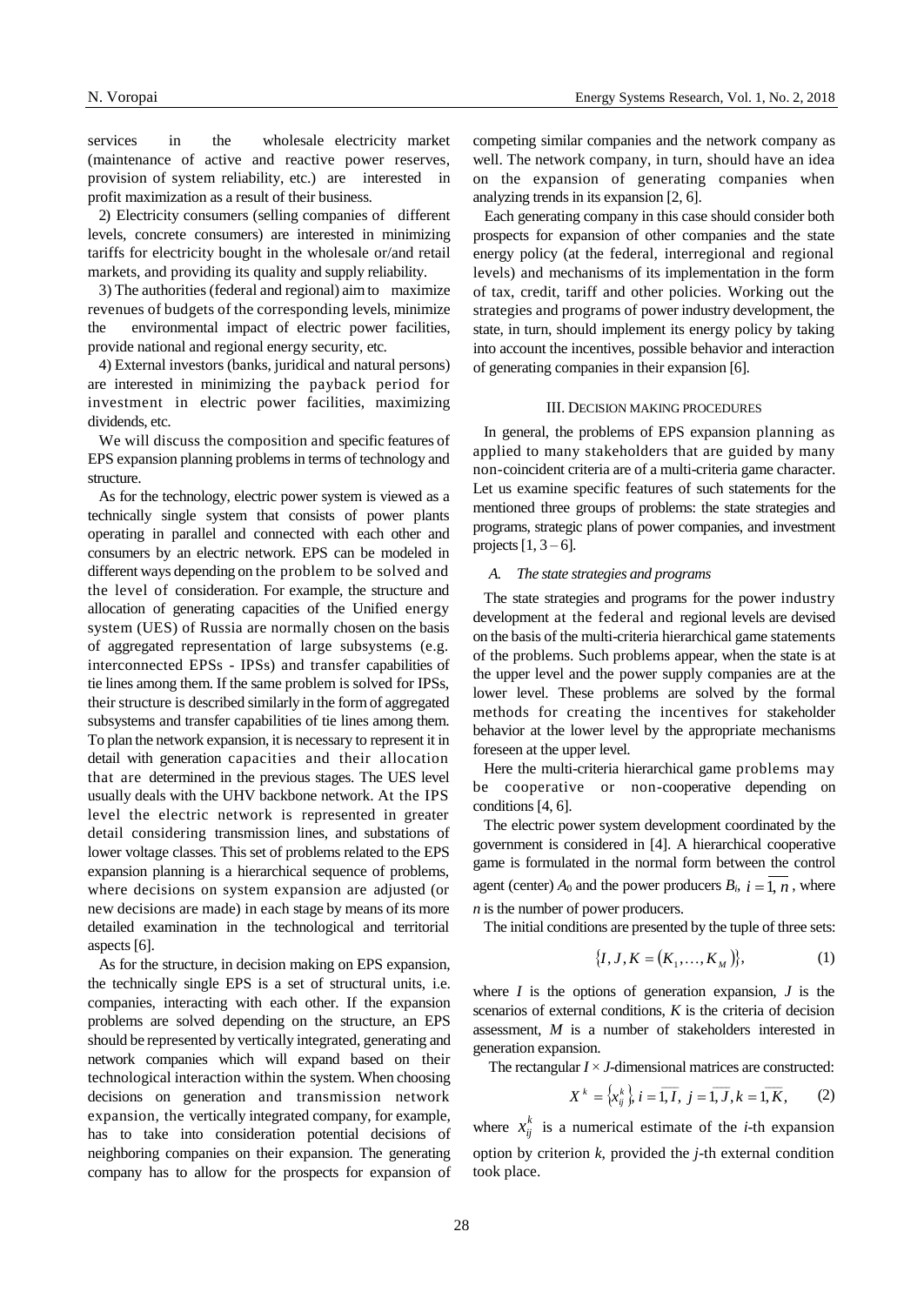services in the wholesale electricity market (maintenance of active and reactive power reserves, provision of system reliability, etc.) are interested in profit maximization as a result of their business.

2) Electricity consumers (selling companies of different levels, concrete consumers) are interested in minimizing tariffs for electricity bought in the wholesale or/and retail markets, and providing its quality and supply reliability.

3) The authorities (federal and regional) aim to maximize revenues of budgets of the corresponding levels, minimize the environmental impact of electric power facilities, provide national and regional energy security, etc.

4) External investors (banks, juridical and natural persons) are interested in minimizing the payback period for investment in electric power facilities, maximizing dividends, etc.

We will discuss the composition and specific features of EPS expansion planning problems in terms of technology and structure.

As for the technology, electric power system is viewed as a technically single system that consists of power plants operating in parallel and connected with each other and consumers by an electric network. EPS can be modeled in different ways depending on the problem to be solved and the level of consideration. For example, the structure and allocation of generating capacities of the Unified energy system (UES) of Russia are normally chosen on the basis of aggregated representation of large subsystems (e.g. interconnected EPSs - IPSs) and transfer capabilities of tie lines among them. If the same problem is solved for IPSs, their structure is described similarly in the form of aggregated subsystems and transfer capabilities of tie lines among them. To plan the network expansion, it is necessary to represent it in detail with generation capacities and their allocation that are determined in the previous stages. The UES level usually deals with the UHV backbone network. At the IPS level the electric network is represented in greater detail considering transmission lines, and substations of lower voltage classes. This set of problems related to the EPS expansion planning is a hierarchical sequence of problems, where decisions on system expansion are adjusted (or new decisions are made) in each stage by means of its more detailed examination in the technological and territorial aspects [6].

As for the structure, in decision making on EPS expansion, the technically single EPS is a set of structural units, i.e. companies, interacting with each other. If the expansion problems are solved depending on the structure, an EPS should be represented by vertically integrated, generating and network companies which will expand based on their technological interaction within the system. When choosing decisions on generation and transmission network expansion, the vertically integrated company, for example, has to take into consideration potential decisions of neighboring companies on their expansion. The generating company has to allow for the prospects for expansion of competing similar companies and the network company as well. The network company, in turn, should have an idea on the expansion of generating companies when analyzing trends in its expansion [2, 6].

Each generating company in this case should consider both prospects for expansion of other companies and the state energy policy (at the federal, interregional and regional levels) and mechanisms of its implementation in the form of tax, credit, tariff and other policies. Working out the strategies and programs of power industry development, the state, in turn, should implement its energy policy by taking into account the incentives, possible behavior and interaction of generating companies in their expansion [6].

## III. Decision Making Procedures

In general, the problems of EPS expansion planning as applied to many stakeholders that are guided by many non-coincident criteria are of a multi-criteria game character. Let us examine specific features of such statements for the mentioned three groups of problems: the state strategies and programs, strategic plans of power companies, and investment projects [1, 3 – 6].

### *A. The state strategies and programs*

The state strategies and programs for the power industry development at the federal and regional levels are devised on the basis of the multi-criteria hierarchical game statements of the problems. Such problems appear, when the state is at the upper level and the power supply companies are at the lower level. These problems are solved by the formal methods for creating the incentives for stakeholder behavior at the lower level by the appropriate mechanisms foreseen at the upper level.

Here the multi-criteria hierarchical game problems may be cooperative or non-cooperative depending on conditions [4, 6].

The electric power system development coordinated by the government is considered in [4]. A hierarchical cooperative game is formulated in the normal form between the control agent (center) $A_0$ and the power producers $B_i$, $i = \overline{1, n}$, where $n$ is the number of power producers.

The initial conditions are presented by the tuple of three sets:

$$\{I, J, K = (K_1, \ldots, K_M)\}, \tag{1}$$

where $I$ is the options of generation expansion, $J$ is the scenarios of external conditions, $K$ is the criteria of decision assessment, $M$ is a number of stakeholders interested in generation expansion.

The rectangular $I \times J$-dimensional matrices are constructed:

$$X^k = \{x_{ij}^k\}, i = \overline{1, I}, \; j = \overline{1, J}, k = \overline{1, K}, \tag{2}$$

where $x_{ij}^k$ is a numerical estimate of the $i$-th expansion option by criterion $k$, provided the $j$-th external condition took place.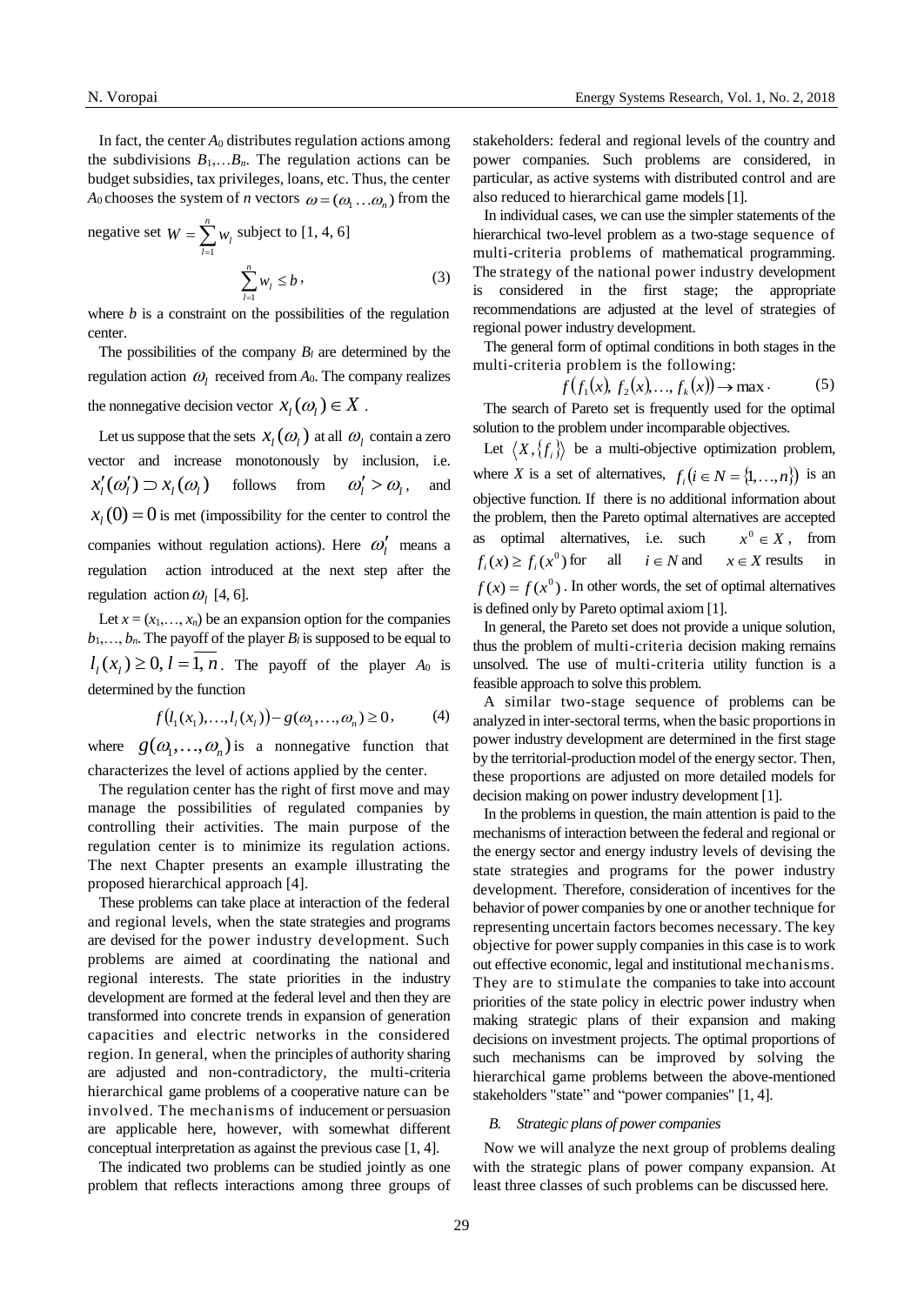In fact, the center $A_0$ distributes regulation actions among the subdivisions $B_1,\ldots B_n$. The regulation actions can be budget subsidies, tax privileges, loans, etc. Thus, the center $A_0$ chooses the system of $n$ vectors $\omega = (\omega_1 \ldots \omega_n)$ from the negative set $W = \sum_{l=1}^{n} w_l$ subject to [1, 4, 6]

$$\sum_{l=1}^{n} w_l \le b\,, \tag{3}$$

where $b$ is a constraint on the possibilities of the regulation center.

The possibilities of the company $B_l$ are determined by the regulation action $\omega_l$ received from $A_0$. The company realizes the nonnegative decision vector $x_l(\omega_l) \in X$.

Let us suppose that the sets $x_l(\omega_l)$ at all $\omega_l$ contain a zero vector and increase monotonously by inclusion, i.e. $x_l'(\omega_l') \supset x_l(\omega_l)$ follows from $\omega_l' > \omega_l$, and $x_l(0) = 0$ is met (impossibility for the center to control the companies without regulation actions). Here $\omega_l'$ means a regulation action introduced at the next step after the regulation action $\omega_l$ [4, 6].

Let $x = (x_1,\ldots, x_n)$ be an expansion option for the companies $b_1,\ldots, b_n$. The payoff of the player $B_l$ is supposed to be equal to $l_l(x_l) \ge 0,\ l = \overline{1,n}$. The payoff of the player $A_0$ is determined by the function

$$f\big(l_1(x_1),\ldots,l_l(x_l)\big) - g(\omega_1,\ldots,\omega_n) \ge 0\,, \tag{4}$$

where $g(\omega_1,\ldots,\omega_n)$ is a nonnegative function that characterizes the level of actions applied by the center.

The regulation center has the right of first move and may manage the possibilities of regulated companies by controlling their activities. The main purpose of the regulation center is to minimize its regulation actions. The next Chapter presents an example illustrating the proposed hierarchical approach [4].

These problems can take place at interaction of the federal and regional levels, when the state strategies and programs are devised for the power industry development. Such problems are aimed at coordinating the national and regional interests. The state priorities in the industry development are formed at the federal level and then they are transformed into concrete trends in expansion of generation capacities and electric networks in the considered region. In general, when the principles of authority sharing are adjusted and non-contradictory, the multi-criteria hierarchical game problems of a cooperative nature can be involved. The mechanisms of inducement or persuasion are applicable here, however, with somewhat different conceptual interpretation as against the previous case [1, 4].

The indicated two problems can be studied jointly as one problem that reflects interactions among three groups of stakeholders: federal and regional levels of the country and power companies. Such problems are considered, in particular, as active systems with distributed control and are also reduced to hierarchical game models [1].

In individual cases, we can use the simpler statements of the hierarchical two-level problem as a two-stage sequence of multi-criteria problems of mathematical programming. The strategy of the national power industry development is considered in the first stage; the appropriate recommendations are adjusted at the level of strategies of regional power industry development.

The general form of optimal conditions in both stages in the multi-criteria problem is the following:

$$f\big(f_1(x),\ f_2(x),\ldots,\ f_k(x)\big) \to \max\,. \tag{5}$$

The search of Pareto set is frequently used for the optimal solution to the problem under incomparable objectives.

Let $\langle X, \{f_i\}\rangle$ be a multi-objective optimization problem, where $X$ is a set of alternatives, $f_i(i \in N = \{1,\ldots,n\})$ is an objective function. If there is no additional information about the problem, then the Pareto optimal alternatives are accepted as optimal alternatives, i.e. such $x^0 \in X$, from $f_i(x) \ge f_i(x^0)$ for all $i \in N$ and $x \in X$ results in $f(x) = f(x^0)$. In other words, the set of optimal alternatives is defined only by Pareto optimal axiom [1].

In general, the Pareto set does not provide a unique solution, thus the problem of multi-criteria decision making remains unsolved. The use of multi-criteria utility function is a feasible approach to solve this problem.

A similar two-stage sequence of problems can be analyzed in inter-sectoral terms, when the basic proportions in power industry development are determined in the first stage by the territorial-production model of the energy sector. Then, these proportions are adjusted on more detailed models for decision making on power industry development [1].

In the problems in question, the main attention is paid to the mechanisms of interaction between the federal and regional or the energy sector and energy industry levels of devising the state strategies and programs for the power industry development. Therefore, consideration of incentives for the behavior of power companies by one or another technique for representing uncertain factors becomes necessary. The key objective for power supply companies in this case is to work out effective economic, legal and institutional mechanisms. They are to stimulate the companies to take into account priorities of the state policy in electric power industry when making strategic plans of their expansion and making decisions on investment projects. The optimal proportions of such mechanisms can be improved by solving the hierarchical game problems between the above-mentioned stakeholders "state" and "power companies" [1, 4].

### *B. Strategic plans of power companies*

Now we will analyze the next group of problems dealing with the strategic plans of power company expansion. At least three classes of such problems can be discussed here.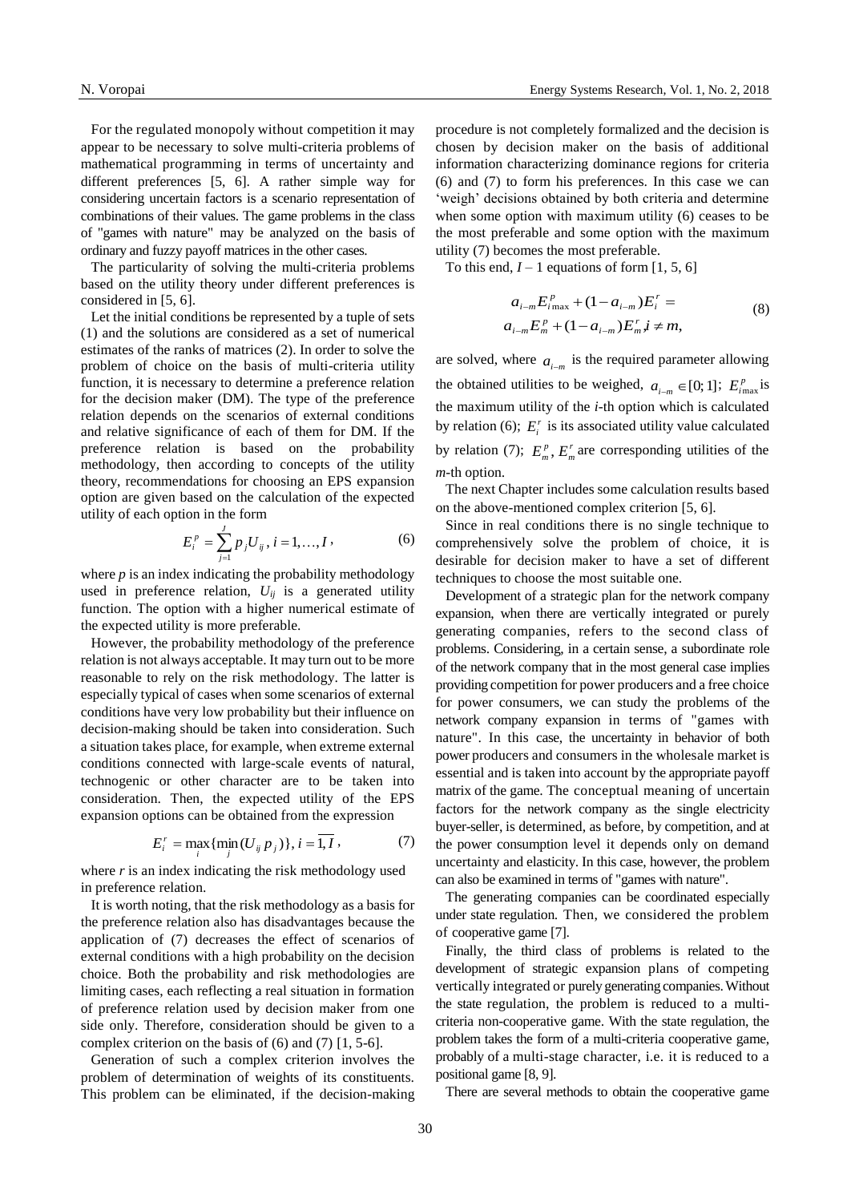For the regulated monopoly without competition it may appear to be necessary to solve multi-criteria problems of mathematical programming in terms of uncertainty and different preferences [5, 6]. A rather simple way for considering uncertain factors is a scenario representation of combinations of their values. The game problems in the class of "games with nature" may be analyzed on the basis of ordinary and fuzzy payoff matrices in the other cases.

The particularity of solving the multi-criteria problems based on the utility theory under different preferences is considered in [5, 6].

Let the initial conditions be represented by a tuple of sets (1) and the solutions are considered as a set of numerical estimates of the ranks of matrices (2). In order to solve the problem of choice on the basis of multi-criteria utility function, it is necessary to determine a preference relation for the decision maker (DM). The type of the preference relation depends on the scenarios of external conditions and relative significance of each of them for DM. If the preference relation is based on the probability methodology, then according to concepts of the utility theory, recommendations for choosing an EPS expansion option are given based on the calculation of the expected utility of each option in the form

$$E_i^p = \sum_{j=1}^{J} p_j U_{ij}, \; i = 1, \ldots, I, \tag{6}$$

where $p$ is an index indicating the probability methodology used in preference relation, $U_{ij}$ is a generated utility function. The option with a higher numerical estimate of the expected utility is more preferable.

However, the probability methodology of the preference relation is not always acceptable. It may turn out to be more reasonable to rely on the risk methodology. The latter is especially typical of cases when some scenarios of external conditions have very low probability but their influence on decision-making should be taken into consideration. Such a situation takes place, for example, when extreme external conditions connected with large-scale events of natural, technogenic or other character are to be taken into consideration. Then, the expected utility of the EPS expansion options can be obtained from the expression

$$E_i^r = \max_i \{ \min_j (U_{ij} p_j) \}, \; i = \overline{1, I}, \tag{7}$$

where $r$ is an index indicating the risk methodology used in preference relation.

It is worth noting, that the risk methodology as a basis for the preference relation also has disadvantages because the application of (7) decreases the effect of scenarios of external conditions with a high probability on the decision choice. Both the probability and risk methodologies are limiting cases, each reflecting a real situation in formation of preference relation used by decision maker from one side only. Therefore, consideration should be given to a complex criterion on the basis of (6) and (7) [1, 5-6].

Generation of such a complex criterion involves the problem of determination of weights of its constituents. This problem can be eliminated, if the decision-making procedure is not completely formalized and the decision is chosen by decision maker on the basis of additional information characterizing dominance regions for criteria (6) and (7) to form his preferences. In this case we can 'weigh' decisions obtained by both criteria and determine when some option with maximum utility (6) ceases to be the most preferable and some option with the maximum utility (7) becomes the most preferable.

To this end, $I - 1$ equations of form [1, 5, 6]

$$\begin{aligned} & a_{i-m} E_{i\max}^p + (1 - a_{i-m}) E_i^r = \\ & a_{i-m} E_m^p + (1 - a_{i-m}) E_m^r, i \neq m, \end{aligned} \tag{8}$$

are solved, where $a_{i-m}$ is the required parameter allowing the obtained utilities to be weighed, $a_{i-m} \in [0; 1]$; $E_{i\max}^p$ is the maximum utility of the $i$-th option which is calculated by relation (6); $E_i^r$ is its associated utility value calculated by relation (7); $E_m^p$, $E_m^r$ are corresponding utilities of the $m$-th option.

The next Chapter includes some calculation results based on the above-mentioned complex criterion [5, 6].

Since in real conditions there is no single technique to comprehensively solve the problem of choice, it is desirable for decision maker to have a set of different techniques to choose the most suitable one.

Development of a strategic plan for the network company expansion, when there are vertically integrated or purely generating companies, refers to the second class of problems. Considering, in a certain sense, a subordinate role of the network company that in the most general case implies providing competition for power producers and a free choice for power consumers, we can study the problems of the network company expansion in terms of "games with nature". In this case, the uncertainty in behavior of both power producers and consumers in the wholesale market is essential and is taken into account by the appropriate payoff matrix of the game. The conceptual meaning of uncertain factors for the network company as the single electricity buyer-seller, is determined, as before, by competition, and at the power consumption level it depends only on demand uncertainty and elasticity. In this case, however, the problem can also be examined in terms of "games with nature".

The generating companies can be coordinated especially under state regulation. Then, we considered the problem of cooperative game [7].

Finally, the third class of problems is related to the development of strategic expansion plans of competing vertically integrated or purely generating companies. Without the state regulation, the problem is reduced to a multi-criteria non-cooperative game. With the state regulation, the problem takes the form of a multi-criteria cooperative game, probably of a multi-stage character, i.e. it is reduced to a positional game [8, 9].

There are several methods to obtain the cooperative game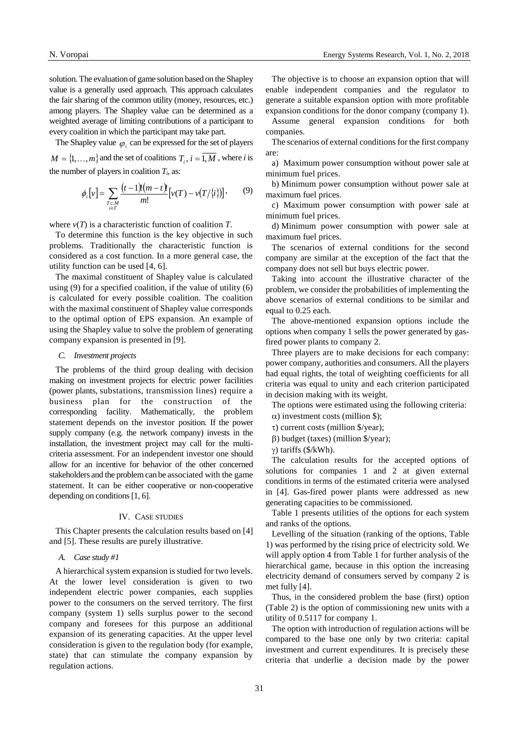solution. The evaluation of game solution based on the Shapley value is a generally used approach. This approach calculates the fair sharing of the common utility (money, resources, etc.) among players. The Shapley value can be determined as a weighted average of limiting contributions of a participant to every coalition in which the participant may take part.

The Shapley value $\varphi_i$ can be expressed for the set of players $M = \{1, \ldots, m\}$ and the set of coalitions $T_i$, $i = \overline{1, M}$, where *i* is the number of players in coalition $T_i$, as:

$$\phi_i[v] = \sum_{\substack{T \subset M \\ i \in T}} \frac{(t-1)!(m-t)!}{m!}\left[v(T) - v(T/\{i\})\right], \qquad (9)$$

where $v(T)$ is a characteristic function of coalition *T*.

To determine this function is the key objective in such problems. Traditionally the characteristic function is considered as a cost function. In a more general case, the utility function can be used [4, 6].

The maximal constituent of Shapley value is calculated using (9) for a specified coalition, if the value of utility (6) is calculated for every possible coalition. The coalition with the maximal constituent of Shapley value corresponds to the optimal option of EPS expansion. An example of using the Shapley value to solve the problem of generating company expansion is presented in [9].

### C. Investment projects

The problems of the third group dealing with decision making on investment projects for electric power facilities (power plants, substations, transmission lines) require a business plan for the construction of the corresponding facility. Mathematically, the problem statement depends on the investor position. If the power supply company (e.g. the network company) invests in the installation, the investment project may call for the multi-criteria assessment. For an independent investor one should allow for an incentive for behavior of the other concerned stakeholders and the problem can be associated with the game statement. It can be either cooperative or non-cooperative depending on conditions [1, 6].

## IV. Case Studies

This Chapter presents the calculation results based on [4] and [5]. These results are purely illustrative.

### A. Case study #1

A hierarchical system expansion is studied for two levels. At the lower level consideration is given to two independent electric power companies, each supplies power to the consumers on the served territory. The first company (system 1) sells surplus power to the second company and foresees for this purpose an additional expansion of its generating capacities. At the upper level consideration is given to the regulation body (for example, state) that can stimulate the company expansion by regulation actions.

The objective is to choose an expansion option that will enable independent companies and the regulator to generate a suitable expansion option with more profitable expansion conditions for the donor company (company 1).

Assume general expansion conditions for both companies.

The scenarios of external conditions for the first company are:

a) Maximum power consumption without power sale at minimum fuel prices.

b) Minimum power consumption without power sale at maximum fuel prices.

c) Maximum power consumption with power sale at minimum fuel prices.

d) Minimum power consumption with power sale at maximum fuel prices.

The scenarios of external conditions for the second company are similar at the exception of the fact that the company does not sell but buys electric power.

Taking into account the illustrative character of the problem, we consider the probabilities of implementing the above scenarios of external conditions to be similar and equal to 0.25 each.

The above-mentioned expansion options include the options when company 1 sells the power generated by gas-fired power plants to company 2.

Three players are to make decisions for each company: power company, authorities and consumers. All the players had equal rights, the total of weighting coefficients for all criteria was equal to unity and each criterion participated in decision making with its weight.

The options were estimated using the following criteria:

$\alpha$) investment costs (million \$);

$\tau$) current costs (million \$/year);

$\beta$) budget (taxes) (million \$/year);

$\gamma$) tariffs (\$/kWh).

The calculation results for the accepted options of solutions for companies 1 and 2 at given external conditions in terms of the estimated criteria were analysed in [4]. Gas-fired power plants were addressed as new generating capacities to be commissioned.

Table 1 presents utilities of the options for each system and ranks of the options.

Levelling of the situation (ranking of the options, Table 1) was performed by the rising price of electricity sold. We will apply option 4 from Table 1 for further analysis of the hierarchical game, because in this option the increasing electricity demand of consumers served by company 2 is met fully [4].

Thus, in the considered problem the base (first) option (Table 2) is the option of commissioning new units with a utility of 0.5117 for company 1.

The option with introduction of regulation actions will be compared to the base one only by two criteria: capital investment and current expenditures. It is precisely these criteria that underlie a decision made by the power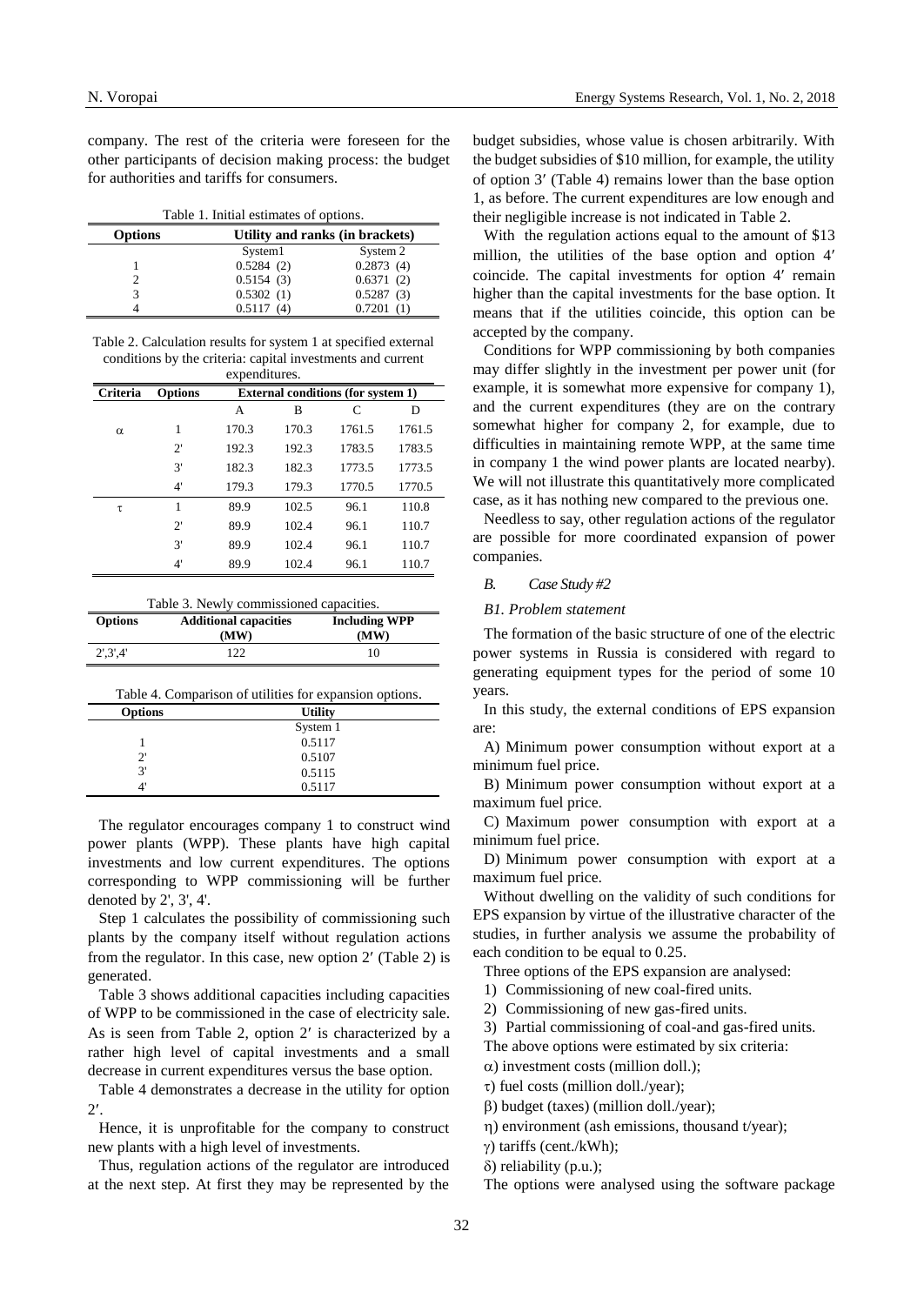company. The rest of the criteria were foreseen for the other participants of decision making process: the budget for authorities and tariffs for consumers.

Table 1. Initial estimates of options.

| Options | Utility and ranks (in brackets) | |
|---|---|---|
| | System1 | System 2 |
| 1 | 0.5284 (2) | 0.2873 (4) |
| 2 | 0.5154 (3) | 0.6371 (2) |
| 3 | 0.5302 (1) | 0.5287 (3) |
| 4 | 0.5117 (4) | 0.7201 (1) |

Table 2. Calculation results for system 1 at specified external conditions by the criteria: capital investments and current expenditures.

| Criteria | Options | External conditions (for system 1) | | | |
|---|---|---|---|---|---|
| | | A | B | C | D |
| α | 1 | 170.3 | 170.3 | 1761.5 | 1761.5 |
| | 2' | 192.3 | 192.3 | 1783.5 | 1783.5 |
| | 3' | 182.3 | 182.3 | 1773.5 | 1773.5 |
| | 4' | 179.3 | 179.3 | 1770.5 | 1770.5 |
| τ | 1 | 89.9 | 102.5 | 96.1 | 110.8 |
| | 2' | 89.9 | 102.4 | 96.1 | 110.7 |
| | 3' | 89.9 | 102.4 | 96.1 | 110.7 |
| | 4' | 89.9 | 102.4 | 96.1 | 110.7 |

Table 3. Newly commissioned capacities.

| Options | Additional capacities (MW) | Including WPP (MW) |
|---|---|---|
| 2',3',4' | 122 | 10 |

Table 4. Comparison of utilities for expansion options.

| Options | Utility |
|---|---|
| | System 1 |
| 1 | 0.5117 |
| 2' | 0.5107 |
| 3' | 0.5115 |
| 4' | 0.5117 |

The regulator encourages company 1 to construct wind power plants (WPP). These plants have high capital investments and low current expenditures. The options corresponding to WPP commissioning will be further denoted by 2', 3', 4'.

Step 1 calculates the possibility of commissioning such plants by the company itself without regulation actions from the regulator. In this case, new option 2′ (Table 2) is generated.

Table 3 shows additional capacities including capacities of WPP to be commissioned in the case of electricity sale. As is seen from Table 2, option 2′ is characterized by a rather high level of capital investments and a small decrease in current expenditures versus the base option.

Table 4 demonstrates a decrease in the utility for option 2′.

Hence, it is unprofitable for the company to construct new plants with a high level of investments.

Thus, regulation actions of the regulator are introduced at the next step. At first they may be represented by the budget subsidies, whose value is chosen arbitrarily. With the budget subsidies of \$10 million, for example, the utility of option 3′ (Table 4) remains lower than the base option 1, as before. The current expenditures are low enough and their negligible increase is not indicated in Table 2.

With the regulation actions equal to the amount of \$13 million, the utilities of the base option and option 4′ coincide. The capital investments for option 4′ remain higher than the capital investments for the base option. It means that if the utilities coincide, this option can be accepted by the company.

Conditions for WPP commissioning by both companies may differ slightly in the investment per power unit (for example, it is somewhat more expensive for company 1), and the current expenditures (they are on the contrary somewhat higher for company 2, for example, due to difficulties in maintaining remote WPP, at the same time in company 1 the wind power plants are located nearby). We will not illustrate this quantitatively more complicated case, as it has nothing new compared to the previous one.

Needless to say, other regulation actions of the regulator are possible for more coordinated expansion of power companies.

### *B. Case Study #2*

#### *B1. Problem statement*

The formation of the basic structure of one of the electric power systems in Russia is considered with regard to generating equipment types for the period of some 10 years.

In this study, the external conditions of EPS expansion are:

A) Minimum power consumption without export at a minimum fuel price.

B) Minimum power consumption without export at a maximum fuel price.

C) Maximum power consumption with export at a minimum fuel price.

D) Minimum power consumption with export at a maximum fuel price.

Without dwelling on the validity of such conditions for EPS expansion by virtue of the illustrative character of the studies, in further analysis we assume the probability of each condition to be equal to 0.25.

Three options of the EPS expansion are analysed:

1) Commissioning of new coal-fired units.
2) Commissioning of new gas-fired units.
3) Partial commissioning of coal-and gas-fired units.

The above options were estimated by six criteria:

α) investment costs (million doll.);

τ) fuel costs (million doll./year);

β) budget (taxes) (million doll./year);

η) environment (ash emissions, thousand t/year);

γ) tariffs (cent./kWh);

δ) reliability (p.u.);

The options were analysed using the software package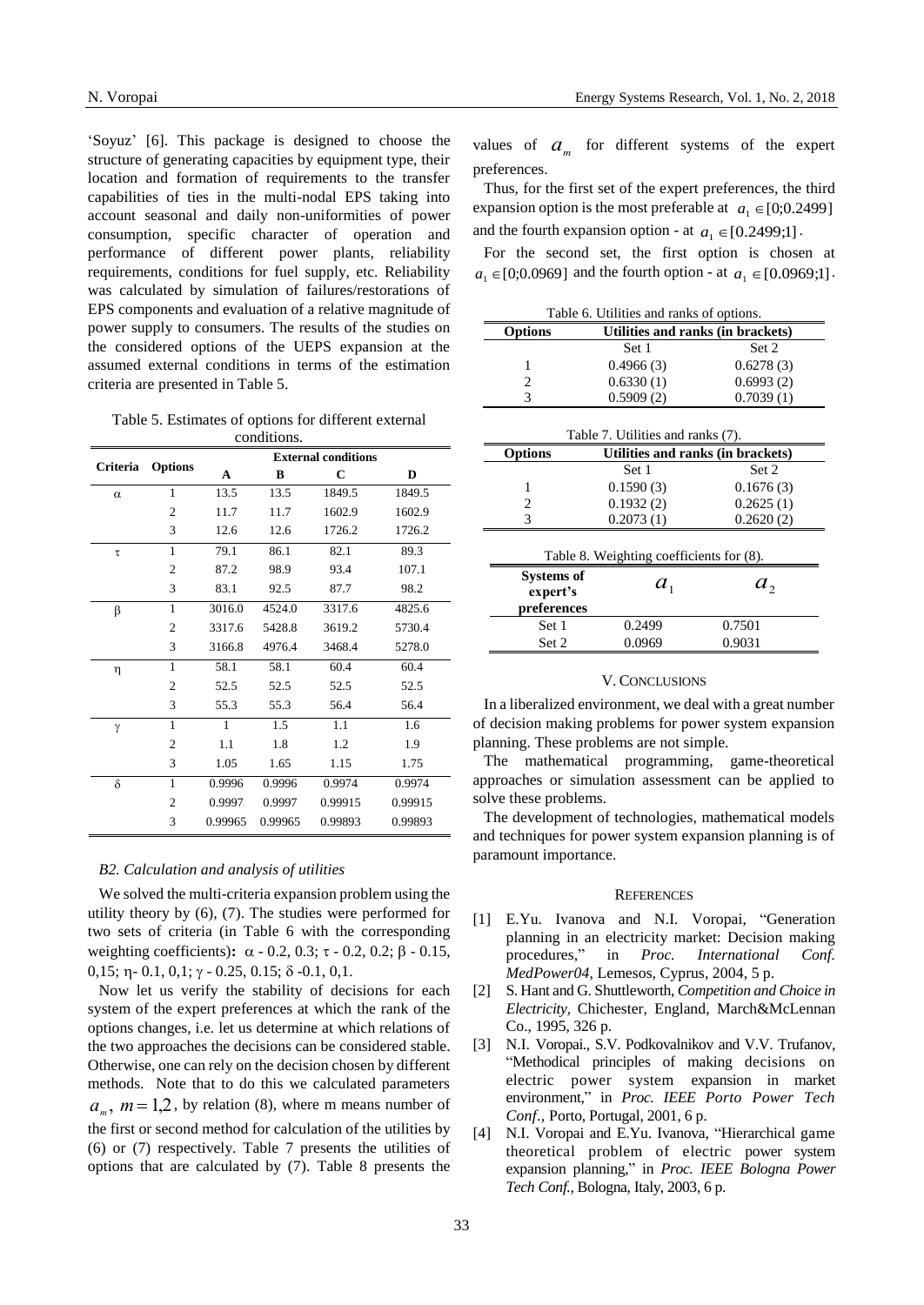'Soyuz' [6]. This package is designed to choose the structure of generating capacities by equipment type, their location and formation of requirements to the transfer capabilities of ties in the multi-nodal EPS taking into account seasonal and daily non-uniformities of power consumption, specific character of operation and performance of different power plants, reliability requirements, conditions for fuel supply, etc. Reliability was calculated by simulation of failures/restorations of EPS components and evaluation of a relative magnitude of power supply to consumers. The results of the studies on the considered options of the UEPS expansion at the assumed external conditions in terms of the estimation criteria are presented in Table 5.

Table 5. Estimates of options for different external conditions.

| Criteria | Options | External conditions | | | |
|---|---|---|---|---|---|
| | | A | B | C | D |
| α | 1 | 13.5 | 13.5 | 1849.5 | 1849.5 |
| | 2 | 11.7 | 11.7 | 1602.9 | 1602.9 |
| | 3 | 12.6 | 12.6 | 1726.2 | 1726.2 |
| τ | 1 | 79.1 | 86.1 | 82.1 | 89.3 |
| | 2 | 87.2 | 98.9 | 93.4 | 107.1 |
| | 3 | 83.1 | 92.5 | 87.7 | 98.2 |
| β | 1 | 3016.0 | 4524.0 | 3317.6 | 4825.6 |
| | 2 | 3317.6 | 5428.8 | 3619.2 | 5730.4 |
| | 3 | 3166.8 | 4976.4 | 3468.4 | 5278.0 |
| η | 1 | 58.1 | 58.1 | 60.4 | 60.4 |
| | 2 | 52.5 | 52.5 | 52.5 | 52.5 |
| | 3 | 55.3 | 55.3 | 56.4 | 56.4 |
| γ | 1 | 1 | 1.5 | 1.1 | 1.6 |
| | 2 | 1.1 | 1.8 | 1.2 | 1.9 |
| | 3 | 1.05 | 1.65 | 1.15 | 1.75 |
| δ | 1 | 0.9996 | 0.9996 | 0.9974 | 0.9974 |
| | 2 | 0.9997 | 0.9997 | 0.99915 | 0.99915 |
| | 3 | 0.99965 | 0.99965 | 0.99893 | 0.99893 |

### *B2. Calculation and analysis of utilities*

We solved the multi-criteria expansion problem using the utility theory by (6), (7). The studies were performed for two sets of criteria (in Table 6 with the corresponding weighting coefficients)**:** α - 0.2, 0.3; τ - 0.2, 0.2; β - 0.15, 0,15; η- 0.1, 0,1; γ - 0.25, 0.15; δ -0.1, 0,1.

Now let us verify the stability of decisions for each system of the expert preferences at which the rank of the options changes, i.e. let us determine at which relations of the two approaches the decisions can be considered stable. Otherwise, one can rely on the decision chosen by different methods. Note that to do this we calculated parameters $a_m$, $m = 1,2$, by relation (8), where m means number of the first or second method for calculation of the utilities by (6) or (7) respectively. Table 7 presents the utilities of options that are calculated by (7). Table 8 presents the values of $a_m$ for different systems of the expert preferences.

Thus, for the first set of the expert preferences, the third expansion option is the most preferable at $a_1 \in [0;0.2499]$ and the fourth expansion option - at $a_1 \in [0.2499;1]$.

For the second set, the first option is chosen at $a_1 \in [0;0.0969]$ and the fourth option - at $a_1 \in [0.0969;1]$.

Table 6. Utilities and ranks of options.

| Options | Utilities and ranks (in brackets) | |
|---|---|---|
| | Set 1 | Set 2 |
| 1 | 0.4966 (3) | 0.6278 (3) |
| 2 | 0.6330 (1) | 0.6993 (2) |
| 3 | 0.5909 (2) | 0.7039 (1) |

Table 7. Utilities and ranks (7).

| Options | Utilities and ranks (in brackets) | |
|---|---|---|
| | Set 1 | Set 2 |
| 1 | 0.1590 (3) | 0.1676 (3) |
| 2 | 0.1932 (2) | 0.2625 (1) |
| 3 | 0.2073 (1) | 0.2620 (2) |

Table 8. Weighting coefficients for (8).

| Systems of expert's preferences | $a_1$ | $a_2$ |
|---|---|---|
| Set 1 | 0.2499 | 0.7501 |
| Set 2 | 0.0969 | 0.9031 |

## V. Conclusions

In a liberalized environment, we deal with a great number of decision making problems for power system expansion planning. These problems are not simple.

The mathematical programming, game-theoretical approaches or simulation assessment can be applied to solve these problems.

The development of technologies, mathematical models and techniques for power system expansion planning is of paramount importance.

## References

[1] E.Yu. Ivanova and N.I. Voropai, "Generation planning in an electricity market: Decision making procedures," in *Proc. International Conf. MedPower04*, Lemesos, Cyprus, 2004, 5 p.

[2] S. Hant and G. Shuttleworth, *Competition and Choice in Electricity*, Chichester, England, March&McLennan Co., 1995, 326 p.

[3] N.I. Voropai., S.V. Podkovalnikov and V.V. Trufanov, "Methodical principles of making decisions on electric power system expansion in market environment," in *Proc. IEEE Porto Power Tech Conf.*, Porto, Portugal, 2001, 6 p.

[4] N.I. Voropai and E.Yu. Ivanova, "Hierarchical game theoretical problem of electric power system expansion planning," in *Proc. IEEE Bologna Power Tech Conf.*, Bologna, Italy, 2003, 6 p.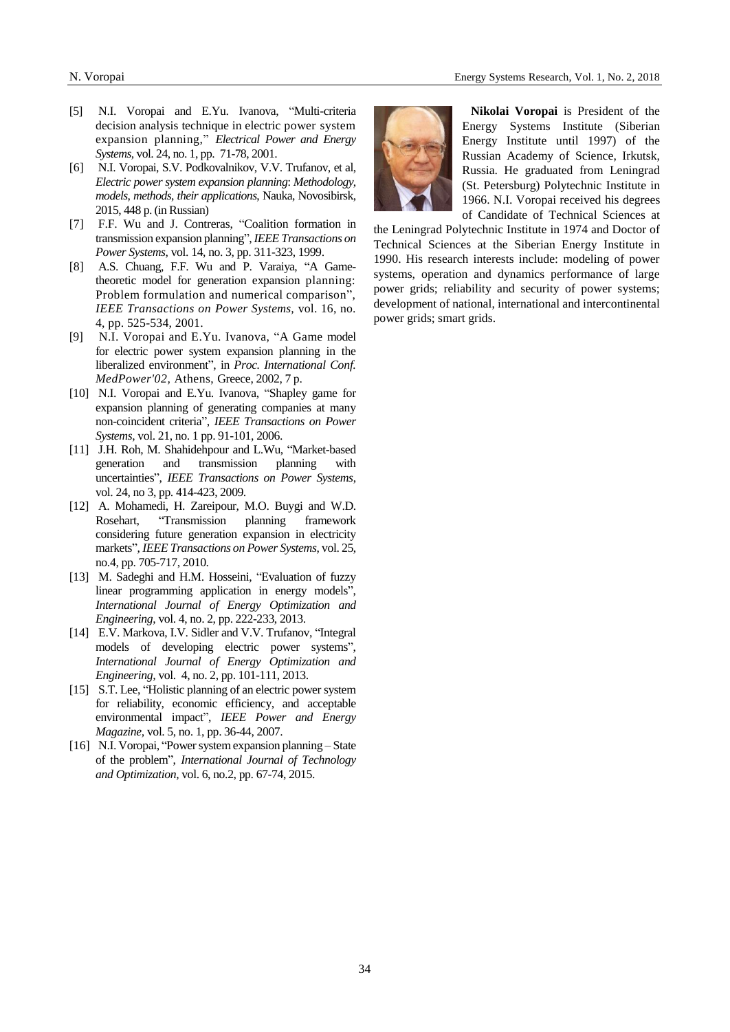[5] N.I. Voropai and E.Yu. Ivanova, "Multi-criteria decision analysis technique in electric power system expansion planning," *Electrical Power and Energy Systems*, vol. 24, no. 1, pp. 71-78, 2001.

[6] N.I. Voropai, S.V. Podkovalnikov, V.V. Trufanov, et al, *Electric power system expansion planning*: *Methodology, models, methods, their applications*, Nauka, Novosibirsk, 2015, 448 p. (in Russian)

[7] F.F. Wu and J. Contreras, "Coalition formation in transmission expansion planning", *IEEE Transactions on Power Systems*, vol. 14, no. 3, pp. 311-323, 1999.

[8] A.S. Chuang, F.F. Wu and P. Varaiya, "A Game-theoretic model for generation expansion planning: Problem formulation and numerical comparison", *IEEE Transactions on Power Systems*, vol. 16, no. 4, pp. 525-534, 2001.

[9] N.I. Voropai and E.Yu. Ivanova, "A Game model for electric power system expansion planning in the liberalized environment", in *Proc. International Conf. MedPower'02*, Athens, Greece, 2002, 7 p.

[10] N.I. Voropai and E.Yu. Ivanova, "Shapley game for expansion planning of generating companies at many non-coincident criteria", *IEEE Transactions on Power Systems*, vol. 21, no. 1 pp. 91-101, 2006.

[11] J.H. Roh, M. Shahidehpour and L.Wu, "Market-based generation and transmission planning with uncertainties", *IEEE Transactions on Power Systems*, vol. 24, no 3, pp. 414-423, 2009.

[12] A. Mohamedi, H. Zareipour, M.O. Buygi and W.D. Rosehart, "Transmission planning framework considering future generation expansion in electricity markets", *IEEE Transactions on Power Systems*, vol. 25, no.4, pp. 705-717, 2010.

[13] M. Sadeghi and H.M. Hosseini, "Evaluation of fuzzy linear programming application in energy models", *International Journal of Energy Optimization and Engineering*, vol. 4, no. 2, pp. 222-233, 2013.

[14] E.V. Markova, I.V. Sidler and V.V. Trufanov, "Integral models of developing electric power systems", *International Journal of Energy Optimization and Engineering*, vol. 4, no. 2, pp. 101-111, 2013.

[15] S.T. Lee, "Holistic planning of an electric power system for reliability, economic efficiency, and acceptable environmental impact", *IEEE Power and Energy Magazine*, vol. 5, no. 1, pp. 36-44, 2007.

[16] N.I. Voropai, "Power system expansion planning – State of the problem", *International Journal of Technology and Optimization*, vol. 6, no.2, pp. 67-74, 2015.

**Nikolai Voropai** is President of the Energy Systems Institute (Siberian Energy Institute until 1997) of the Russian Academy of Science, Irkutsk, Russia. He graduated from Leningrad (St. Petersburg) Polytechnic Institute in 1966. N.I. Voropai received his degrees of Candidate of Technical Sciences at the Leningrad Polytechnic Institute in 1974 and Doctor of Technical Sciences at the Siberian Energy Institute in 1990. His research interests include: modeling of power systems, operation and dynamics performance of large power grids; reliability and security of power systems; development of national, international and intercontinental power grids; smart grids.